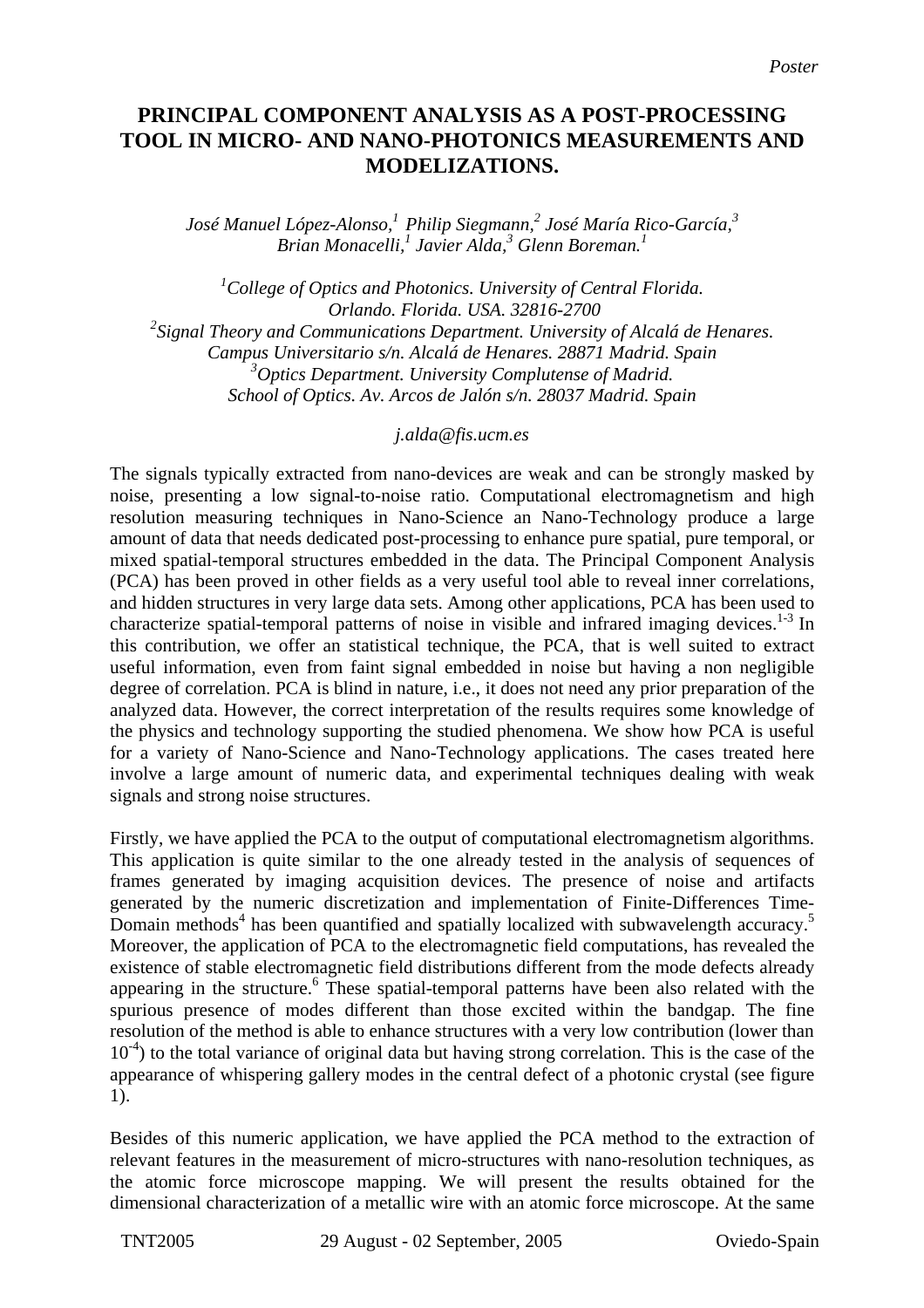*Poster*

# PRINCIPAL COMPONENT ANALYSIS AS A POST-PROCESSING TOOL IN MICRO- AND NANO-PHOTONICS MEASUREMENTS AND MODELIZATIONS.

*José Manuel López-Alonso,[1] Philip Siegmann,[2] José María Rico-García,[3] Brian Monacelli,[1] Javier Alda,[3] Glenn Boreman.[1]*

*[1]College of Optics and Photonics. University of Central Florida. Orlando. Florida. USA. 32816-2700*
*[2]Signal Theory and Communications Department. University of Alcalá de Henares. Campus Universitario s/n. Alcalá de Henares. 28871 Madrid. Spain*
*[3]Optics Department. University Complutense of Madrid. School of Optics. Av. Arcos de Jalón s/n. 28037 Madrid. Spain*

*j.alda@fis.ucm.es*

The signals typically extracted from nano-devices are weak and can be strongly masked by noise, presenting a low signal-to-noise ratio. Computational electromagnetism and high resolution measuring techniques in Nano-Science an Nano-Technology produce a large amount of data that needs dedicated post-processing to enhance pure spatial, pure temporal, or mixed spatial-temporal structures embedded in the data. The Principal Component Analysis (PCA) has been proved in other fields as a very useful tool able to reveal inner correlations, and hidden structures in very large data sets. Among other applications, PCA has been used to characterize spatial-temporal patterns of noise in visible and infrared imaging devices.[1-3] In this contribution, we offer an statistical technique, the PCA, that is well suited to extract useful information, even from faint signal embedded in noise but having a non negligible degree of correlation. PCA is blind in nature, i.e., it does not need any prior preparation of the analyzed data. However, the correct interpretation of the results requires some knowledge of the physics and technology supporting the studied phenomena. We show how PCA is useful for a variety of Nano-Science and Nano-Technology applications. The cases treated here involve a large amount of numeric data, and experimental techniques dealing with weak signals and strong noise structures.

Firstly, we have applied the PCA to the output of computational electromagnetism algorithms. This application is quite similar to the one already tested in the analysis of sequences of frames generated by imaging acquisition devices. The presence of noise and artifacts generated by the numeric discretization and implementation of Finite-Differences Time-Domain methods[4] has been quantified and spatially localized with subwavelength accuracy.[5] Moreover, the application of PCA to the electromagnetic field computations, has revealed the existence of stable electromagnetic field distributions different from the mode defects already appearing in the structure.[6] These spatial-temporal patterns have been also related with the spurious presence of modes different than those excited within the bandgap. The fine resolution of the method is able to enhance structures with a very low contribution (lower than $10^{-4}$) to the total variance of original data but having strong correlation. This is the case of the appearance of whispering gallery modes in the central defect of a photonic crystal (see figure 1).

Besides of this numeric application, we have applied the PCA method to the extraction of relevant features in the measurement of micro-structures with nano-resolution techniques, as the atomic force microscope mapping. We will present the results obtained for the dimensional characterization of a metallic wire with an atomic force microscope. At the same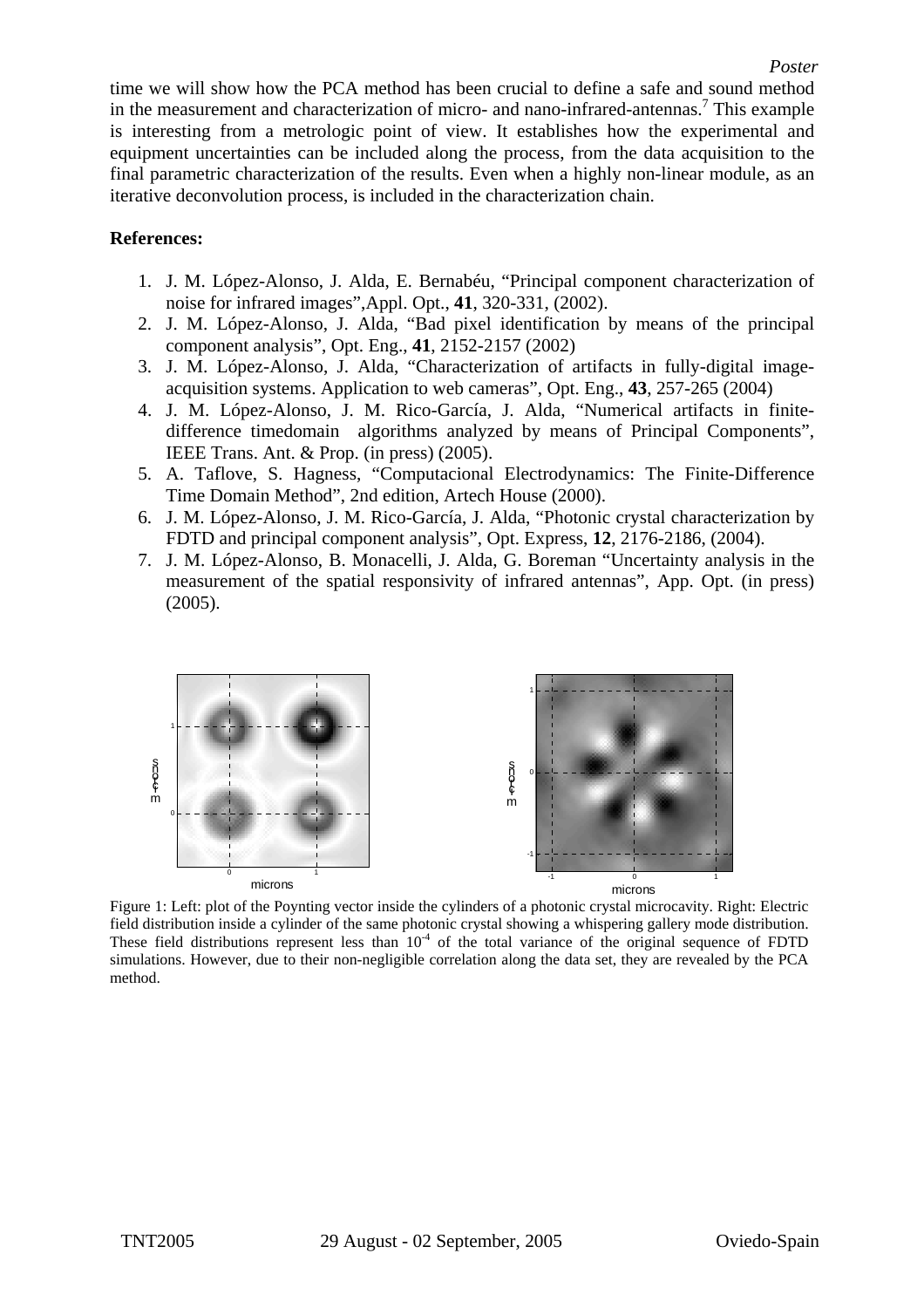time we will show how the PCA method has been crucial to define a safe and sound method in the measurement and characterization of micro- and nano-infrared-antennas.[7] This example is interesting from a metrologic point of view. It establishes how the experimental and equipment uncertainties can be included along the process, from the data acquisition to the final parametric characterization of the results. Even when a highly non-linear module, as an iterative deconvolution process, is included in the characterization chain.

**References:**

1. J. M. López-Alonso, J. Alda, E. Bernabéu, "Principal component characterization of noise for infrared images",Appl. Opt., **41**, 320-331, (2002).
2. J. M. López-Alonso, J. Alda, "Bad pixel identification by means of the principal component analysis", Opt. Eng., **41**, 2152-2157 (2002)
3. J. M. López-Alonso, J. Alda, "Characterization of artifacts in fully-digital image-acquisition systems. Application to web cameras", Opt. Eng., **43**, 257-265 (2004)
4. J. M. López-Alonso, J. M. Rico-García, J. Alda, "Numerical artifacts in finite-difference timedomain algorithms analyzed by means of Principal Components", IEEE Trans. Ant. & Prop. (in press) (2005).
5. A. Taflove, S. Hagness, "Computacional Electrodynamics: The Finite-Difference Time Domain Method", 2nd edition, Artech House (2000).
6. J. M. López-Alonso, J. M. Rico-García, J. Alda, "Photonic crystal characterization by FDTD and principal component analysis", Opt. Express, **12**, 2176-2186, (2004).
7. J. M. López-Alonso, B. Monacelli, J. Alda, G. Boreman "Uncertainty analysis in the measurement of the spatial responsivity of infrared antennas", App. Opt. (in press) (2005).

microns
1
0
0
1
microns

microns
1
0
-1
-1
0
1
microns

Figure 1: Left: plot of the Poynting vector inside the cylinders of a photonic crystal microcavity. Right: Electric field distribution inside a cylinder of the same photonic crystal showing a whispering gallery mode distribution. These field distributions represent less than $10^{-4}$ of the total variance of the original sequence of FDTD simulations. However, due to their non-negligible correlation along the data set, they are revealed by the PCA method.